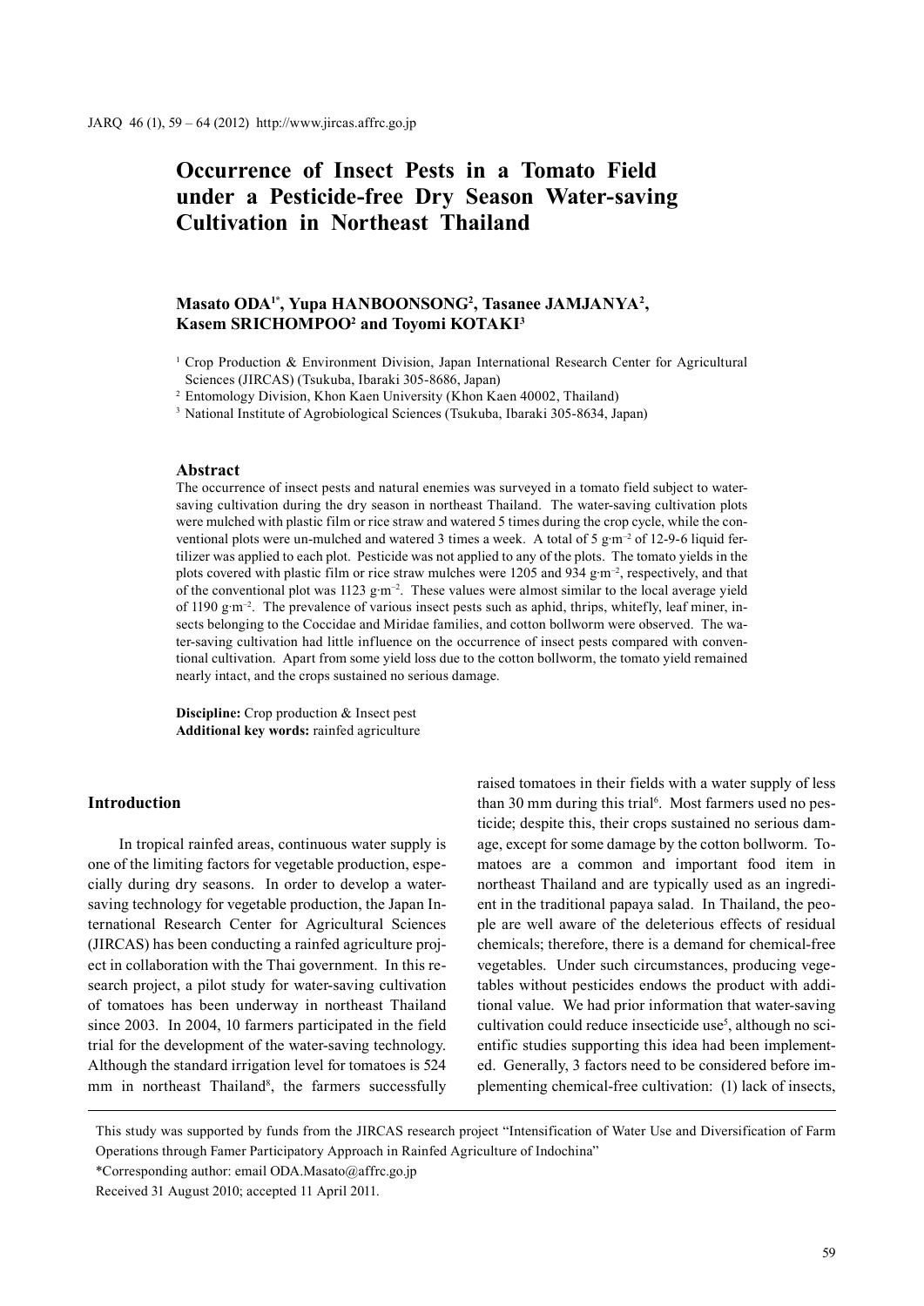# Occurrence of Insect Pests in a Tomato Field under a Pesticide-free Dry Season Water-saving Cultivation in Northeast Thailand

**Masato ODA[1*], Yupa HANBOONSONG[2], Tasanee JAMJANYA[2], Kasem SRICHOMPOO[2] and Toyomi KOTAKI[3]**

[1] Crop Production & Environment Division, Japan International Research Center for Agricultural Sciences (JIRCAS) (Tsukuba, Ibaraki 305-8686, Japan)

[2] Entomology Division, Khon Kaen University (Khon Kaen 40002, Thailand)

[3] National Institute of Agrobiological Sciences (Tsukuba, Ibaraki 305-8634, Japan)

### Abstract

The occurrence of insect pests and natural enemies was surveyed in a tomato field subject to water-saving cultivation during the dry season in northeast Thailand. The water-saving cultivation plots were mulched with plastic film or rice straw and watered 5 times during the crop cycle, while the conventional plots were un-mulched and watered 3 times a week. A total of 5 $g{\cdot}m^{-2}$ of 12-9-6 liquid fertilizer was applied to each plot. Pesticide was not applied to any of the plots. The tomato yields in the plots covered with plastic film or rice straw mulches were 1205 and 934 $g{\cdot}m^{-2}$, respectively, and that of the conventional plot was 1123 $g{\cdot}m^{-2}$. These values were almost similar to the local average yield of 1190 $g{\cdot}m^{-2}$. The prevalence of various insect pests such as aphid, thrips, whitefly, leaf miner, insects belonging to the Coccidae and Miridae families, and cotton bollworm were observed. The water-saving cultivation had little influence on the occurrence of insect pests compared with conventional cultivation. Apart from some yield loss due to the cotton bollworm, the tomato yield remained nearly intact, and the crops sustained no serious damage.

**Discipline:** Crop production & Insect pest
**Additional key words:** rainfed agriculture

## Introduction

In tropical rainfed areas, continuous water supply is one of the limiting factors for vegetable production, especially during dry seasons. In order to develop a water-saving technology for vegetable production, the Japan International Research Center for Agricultural Sciences (JIRCAS) has been conducting a rainfed agriculture project in collaboration with the Thai government. In this research project, a pilot study for water-saving cultivation of tomatoes has been underway in northeast Thailand since 2003. In 2004, 10 farmers participated in the field trial for the development of the water-saving technology. Although the standard irrigation level for tomatoes is 524 mm in northeast Thailand[8], the farmers successfully raised tomatoes in their fields with a water supply of less than 30 mm during this trial[6]. Most farmers used no pesticide; despite this, their crops sustained no serious damage, except for some damage by the cotton bollworm. Tomatoes are a common and important food item in northeast Thailand and are typically used as an ingredient in the traditional papaya salad. In Thailand, the people are well aware of the deleterious effects of residual chemicals; therefore, there is a demand for chemical-free vegetables. Under such circumstances, producing vegetables without pesticides endows the product with additional value. We had prior information that water-saving cultivation could reduce insecticide use[5], although no scientific studies supporting this idea had been implemented. Generally, 3 factors need to be considered before implementing chemical-free cultivation: (1) lack of insects,

This study was supported by funds from the JIRCAS research project "Intensification of Water Use and Diversification of Farm Operations through Famer Participatory Approach in Rainfed Agriculture of Indochina"

*Corresponding author: email ODA.Masato@affrc.go.jp

Received 31 August 2010; accepted 11 April 2011.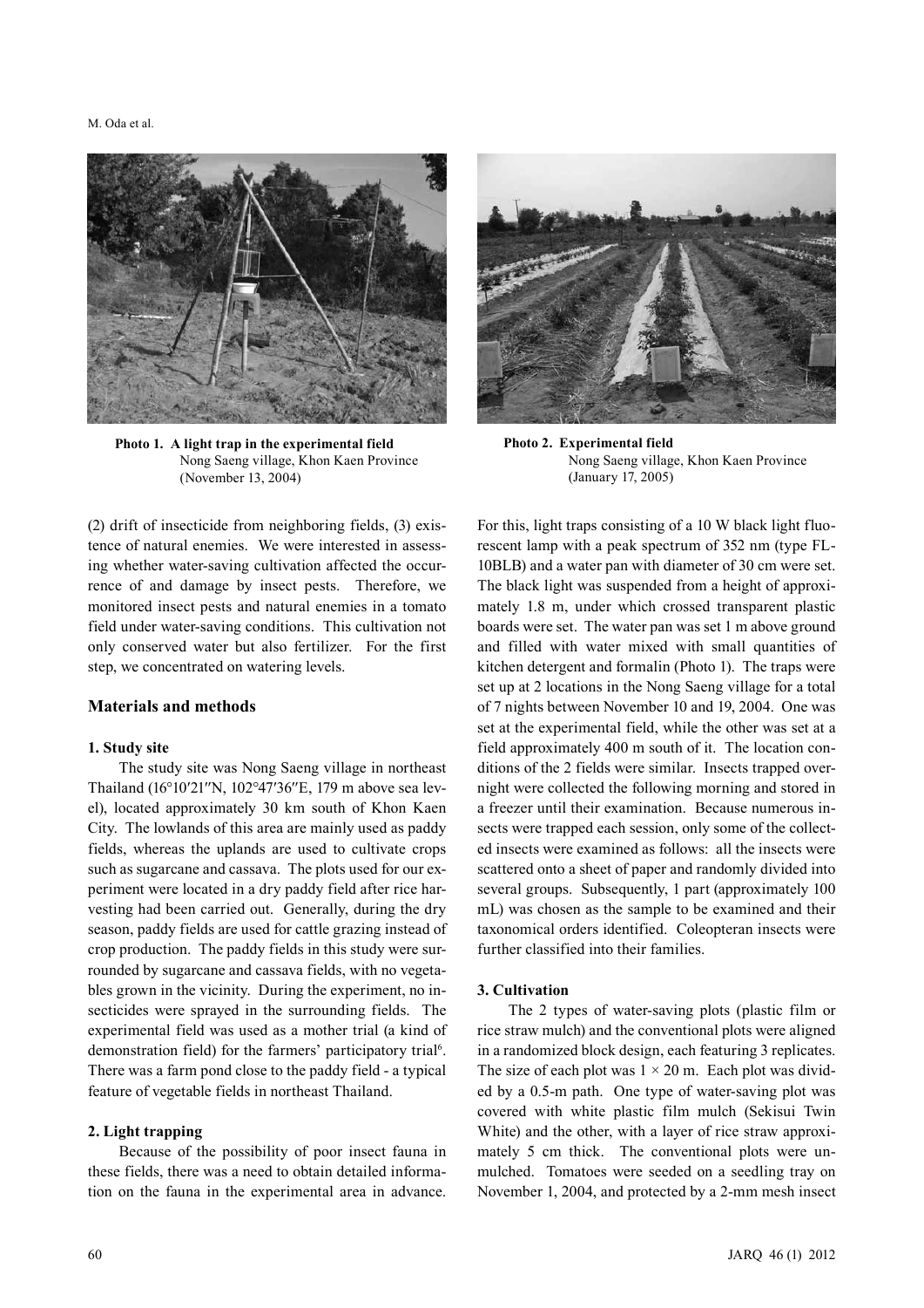**Photo 1. A light trap in the experimental field**
Nong Saeng village, Khon Kaen Province
(November 13, 2004)

**Photo 2. Experimental field**
Nong Saeng village, Khon Kaen Province
(January 17, 2005)

(2) drift of insecticide from neighboring fields, (3) existence of natural enemies. We were interested in assessing whether water-saving cultivation affected the occurrence of and damage by insect pests. Therefore, we monitored insect pests and natural enemies in a tomato field under water-saving conditions. This cultivation not only conserved water but also fertilizer. For the first step, we concentrated on watering levels.

## Materials and methods

### 1. Study site

The study site was Nong Saeng village in northeast Thailand (16°10′21″N, 102°47′36″E, 179 m above sea level), located approximately 30 km south of Khon Kaen City. The lowlands of this area are mainly used as paddy fields, whereas the uplands are used to cultivate crops such as sugarcane and cassava. The plots used for our experiment were located in a dry paddy field after rice harvesting had been carried out. Generally, during the dry season, paddy fields are used for cattle grazing instead of crop production. The paddy fields in this study were surrounded by sugarcane and cassava fields, with no vegetables grown in the vicinity. During the experiment, no insecticides were sprayed in the surrounding fields. The experimental field was used as a mother trial (a kind of demonstration field) for the farmers' participatory trial[6]. There was a farm pond close to the paddy field - a typical feature of vegetable fields in northeast Thailand.

### 2. Light trapping

Because of the possibility of poor insect fauna in these fields, there was a need to obtain detailed information on the fauna in the experimental area in advance. For this, light traps consisting of a 10 W black light fluorescent lamp with a peak spectrum of 352 nm (type FL-10BLB) and a water pan with diameter of 30 cm were set. The black light was suspended from a height of approximately 1.8 m, under which crossed transparent plastic boards were set. The water pan was set 1 m above ground and filled with water mixed with small quantities of kitchen detergent and formalin (Photo 1). The traps were set up at 2 locations in the Nong Saeng village for a total of 7 nights between November 10 and 19, 2004. One was set at the experimental field, while the other was set at a field approximately 400 m south of it. The location conditions of the 2 fields were similar. Insects trapped overnight were collected the following morning and stored in a freezer until their examination. Because numerous insects were trapped each session, only some of the collected insects were examined as follows: all the insects were scattered onto a sheet of paper and randomly divided into several groups. Subsequently, 1 part (approximately 100 mL) was chosen as the sample to be examined and their taxonomical orders identified. Coleopteran insects were further classified into their families.

### 3. Cultivation

The 2 types of water-saving plots (plastic film or rice straw mulch) and the conventional plots were aligned in a randomized block design, each featuring 3 replicates. The size of each plot was 1 × 20 m. Each plot was divided by a 0.5-m path. One type of water-saving plot was covered with white plastic film mulch (Sekisui Twin White) and the other, with a layer of rice straw approximately 5 cm thick. The conventional plots were unmulched. Tomatoes were seeded on a seedling tray on November 1, 2004, and protected by a 2-mm mesh insect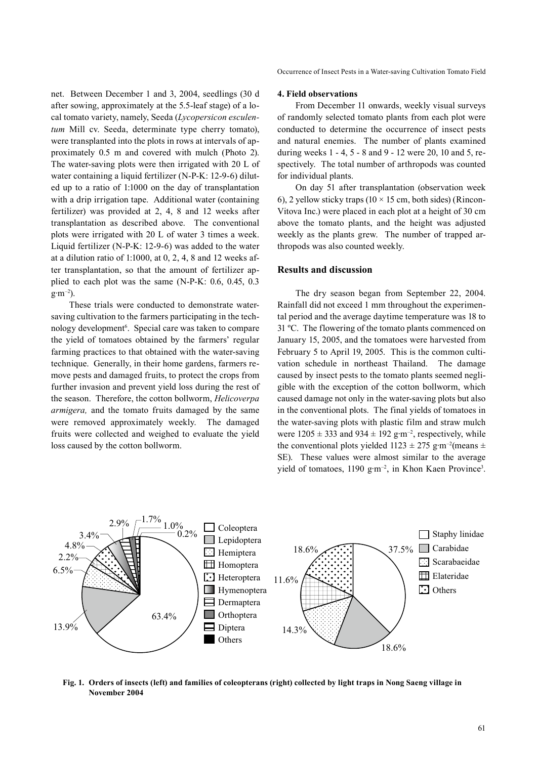net. Between December 1 and 3, 2004, seedlings (30 d after sowing, approximately at the 5.5-leaf stage) of a local tomato variety, namely, Seeda (*Lycopersicon esculentum* Mill cv. Seeda, determinate type cherry tomato), were transplanted into the plots in rows at intervals of approximately 0.5 m and covered with mulch (Photo 2). The water-saving plots were then irrigated with 20 L of water containing a liquid fertilizer (N-P-K: 12-9-6) diluted up to a ratio of 1:1000 on the day of transplantation with a drip irrigation tape. Additional water (containing fertilizer) was provided at 2, 4, 8 and 12 weeks after transplantation as described above. The conventional plots were irrigated with 20 L of water 3 times a week. Liquid fertilizer (N-P-K: 12-9-6) was added to the water at a dilution ratio of 1:1000, at 0, 2, 4, 8 and 12 weeks after transplantation, so that the amount of fertilizer applied to each plot was the same (N-P-K: 0.6, 0.45, 0.3 $g{\cdot}m^{-2}$).

These trials were conducted to demonstrate water-saving cultivation to the farmers participating in the technology development[6]. Special care was taken to compare the yield of tomatoes obtained by the farmers' regular farming practices to that obtained with the water-saving technique. Generally, in their home gardens, farmers remove pests and damaged fruits, to protect the crops from further invasion and prevent yield loss during the rest of the season. Therefore, the cotton bollworm, *Helicoverpa armigera,* and the tomato fruits damaged by the same were removed approximately weekly. The damaged fruits were collected and weighed to evaluate the yield loss caused by the cotton bollworm.

#### 4. Field observations

From December 11 onwards, weekly visual surveys of randomly selected tomato plants from each plot were conducted to determine the occurrence of insect pests and natural enemies. The number of plants examined during weeks 1 - 4, 5 - 8 and 9 - 12 were 20, 10 and 5, respectively. The total number of arthropods was counted for individual plants.

On day 51 after transplantation (observation week 6), 2 yellow sticky traps (10 × 15 cm, both sides) (Rincon-Vitova Inc.) were placed in each plot at a height of 30 cm above the tomato plants, and the height was adjusted weekly as the plants grew. The number of trapped arthropods was also counted weekly.

## Results and discussion

The dry season began from September 22, 2004. Rainfall did not exceed 1 mm throughout the experimental period and the average daytime temperature was 18 to 31 ºC. The flowering of the tomato plants commenced on January 15, 2005, and the tomatoes were harvested from February 5 to April 19, 2005. This is the common cultivation schedule in northeast Thailand. The damage caused by insect pests to the tomato plants seemed negligible with the exception of the cotton bollworm, which caused damage not only in the water-saving plots but also in the conventional plots. The final yields of tomatoes in the water-saving plots with plastic film and straw mulch were $1205 \pm 333$ and $934 \pm 192$ $g{\cdot}m^{-2}$, respectively, while the conventional plots yielded $1123 \pm 275$ $g{\cdot}m^{-2}$(means ± SE). These values were almost similar to the average yield of tomatoes, 1190 $g{\cdot}m^{-2}$, in Khon Kaen Province[3].

**Fig. 1. Orders of insects (left) and families of coleopterans (right) collected by light traps in Nong Saeng village in November 2004**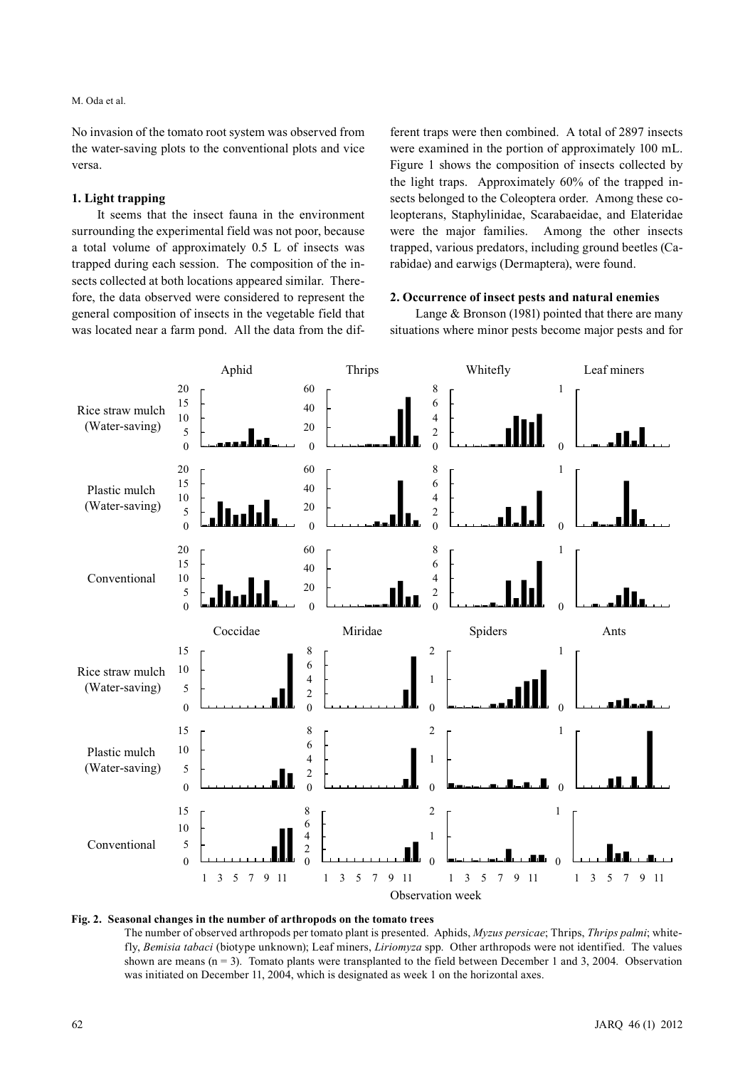No invasion of the tomato root system was observed from the water-saving plots to the conventional plots and vice versa.

### 1. Light trapping

It seems that the insect fauna in the environment surrounding the experimental field was not poor, because a total volume of approximately 0.5 L of insects was trapped during each session. The composition of the insects collected at both locations appeared similar. Therefore, the data observed were considered to represent the general composition of insects in the vegetable field that was located near a farm pond. All the data from the different traps were then combined. A total of 2897 insects were examined in the portion of approximately 100 mL. Figure 1 shows the composition of insects collected by the light traps. Approximately 60% of the trapped insects belonged to the Coleoptera order. Among these coleopterans, Staphylinidae, Scarabaeidae, and Elateridae were the major families. Among the other insects trapped, various predators, including ground beetles (Carabidae) and earwigs (Dermaptera), were found.

### 2. Occurrence of insect pests and natural enemies

Lange & Bronson (1981) pointed that there are many situations where minor pests become major pests and for

**Fig. 2. Seasonal changes in the number of arthropods on the tomato trees**

The number of observed arthropods per tomato plant is presented. Aphids, *Myzus persicae*; Thrips, *Thrips palmi*; whitefly, *Bemisia tabaci* (biotype unknown); Leaf miners, *Liriomyza* spp. Other arthropods were not identified. The values shown are means (n = 3). Tomato plants were transplanted to the field between December 1 and 3, 2004. Observation was initiated on December 11, 2004, which is designated as week 1 on the horizontal axes.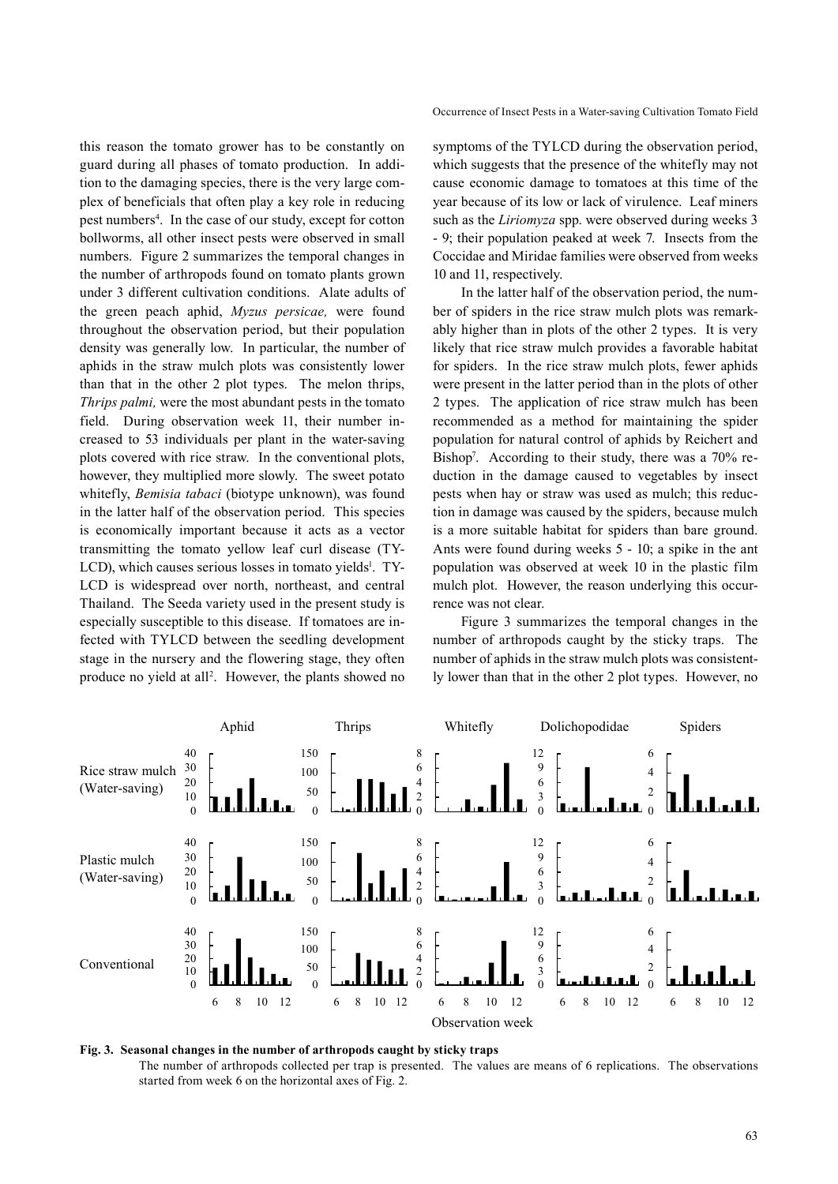this reason the tomato grower has to be constantly on guard during all phases of tomato production. In addition to the damaging species, there is the very large complex of beneficials that often play a key role in reducing pest numbers[4]. In the case of our study, except for cotton bollworms, all other insect pests were observed in small numbers. Figure 2 summarizes the temporal changes in the number of arthropods found on tomato plants grown under 3 different cultivation conditions. Alate adults of the green peach aphid, *Myzus persicae,* were found throughout the observation period, but their population density was generally low. In particular, the number of aphids in the straw mulch plots was consistently lower than that in the other 2 plot types. The melon thrips, *Thrips palmi,* were the most abundant pests in the tomato field. During observation week 11, their number increased to 53 individuals per plant in the water-saving plots covered with rice straw. In the conventional plots, however, they multiplied more slowly. The sweet potato whitefly, *Bemisia tabaci* (biotype unknown), was found in the latter half of the observation period. This species is economically important because it acts as a vector transmitting the tomato yellow leaf curl disease (TYLCD), which causes serious losses in tomato yields[1]. TYLCD is widespread over north, northeast, and central Thailand. The Seeda variety used in the present study is especially susceptible to this disease. If tomatoes are infected with TYLCD between the seedling development stage in the nursery and the flowering stage, they often produce no yield at all[2]. However, the plants showed no symptoms of the TYLCD during the observation period, which suggests that the presence of the whitefly may not cause economic damage to tomatoes at this time of the year because of its low or lack of virulence. Leaf miners such as the *Liriomyza* spp. were observed during weeks 3 - 9; their population peaked at week 7. Insects from the Coccidae and Miridae families were observed from weeks 10 and 11, respectively.

In the latter half of the observation period, the number of spiders in the rice straw mulch plots was remarkably higher than in plots of the other 2 types. It is very likely that rice straw mulch provides a favorable habitat for spiders. In the rice straw mulch plots, fewer aphids were present in the latter period than in the plots of other 2 types. The application of rice straw mulch has been recommended as a method for maintaining the spider population for natural control of aphids by Reichert and Bishop[7]. According to their study, there was a 70% reduction in the damage caused to vegetables by insect pests when hay or straw was used as mulch; this reduction in damage was caused by the spiders, because mulch is a more suitable habitat for spiders than bare ground. Ants were found during weeks 5 - 10; a spike in the ant population was observed at week 10 in the plastic film mulch plot. However, the reason underlying this occurrence was not clear.

Figure 3 summarizes the temporal changes in the number of arthropods caught by the sticky traps. The number of aphids in the straw mulch plots was consistently lower than that in the other 2 plot types. However, no

**Fig. 3. Seasonal changes in the number of arthropods caught by sticky traps**

The number of arthropods collected per trap is presented. The values are means of 6 replications. The observations started from week 6 on the horizontal axes of Fig. 2.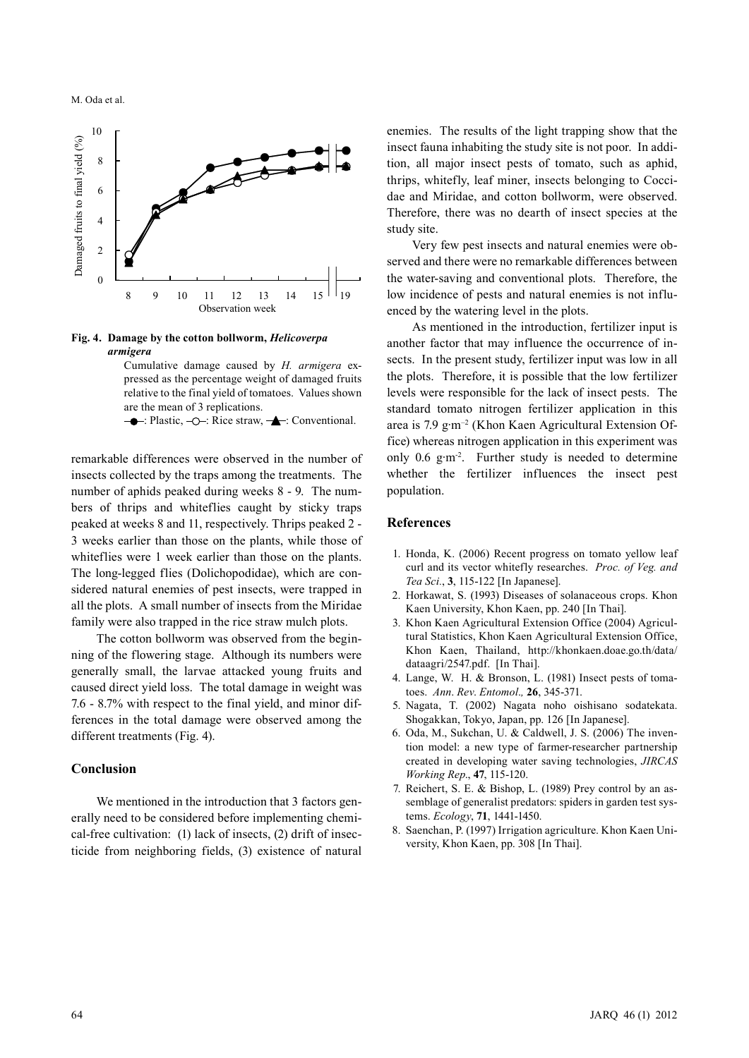10

8

6

4

2

0

Damaged fruits to final yield (%)

8 9 10 11 12 13 14 15 19

Observation week

**Fig. 4. Damage by the cotton bollworm, *Helicoverpa armigera***

Cumulative damage caused by *H. armigera* expressed as the percentage weight of damaged fruits relative to the final yield of tomatoes. Values shown are the mean of 3 replications.

●: Plastic, ○: Rice straw, ▲: Conventional.

remarkable differences were observed in the number of insects collected by the traps among the treatments. The number of aphids peaked during weeks 8 - 9. The numbers of thrips and whiteflies caught by sticky traps peaked at weeks 8 and 11, respectively. Thrips peaked 2 - 3 weeks earlier than those on the plants, while those of whiteflies were 1 week earlier than those on the plants. The long-legged flies (Dolichopodidae), which are considered natural enemies of pest insects, were trapped in all the plots. A small number of insects from the Miridae family were also trapped in the rice straw mulch plots.

The cotton bollworm was observed from the beginning of the flowering stage. Although its numbers were generally small, the larvae attacked young fruits and caused direct yield loss. The total damage in weight was 7.6 - 8.7% with respect to the final yield, and minor differences in the total damage were observed among the different treatments (Fig. 4).

## Conclusion

We mentioned in the introduction that 3 factors generally need to be considered before implementing chemical-free cultivation: (1) lack of insects, (2) drift of insecticide from neighboring fields, (3) existence of natural enemies. The results of the light trapping show that the insect fauna inhabiting the study site is not poor. In addition, all major insect pests of tomato, such as aphid, thrips, whitefly, leaf miner, insects belonging to Coccidae and Miridae, and cotton bollworm, were observed. Therefore, there was no dearth of insect species at the study site.

Very few pest insects and natural enemies were observed and there were no remarkable differences between the water-saving and conventional plots. Therefore, the low incidence of pests and natural enemies is not influenced by the watering level in the plots.

As mentioned in the introduction, fertilizer input is another factor that may influence the occurrence of insects. In the present study, fertilizer input was low in all the plots. Therefore, it is possible that the low fertilizer levels were responsible for the lack of insect pests. The standard tomato nitrogen fertilizer application in this area is 7.9 $g \cdot m^{-2}$ (Khon Kaen Agricultural Extension Office) whereas nitrogen application in this experiment was only 0.6 $g \cdot m^{-2}$. Further study is needed to determine whether the fertilizer influences the insect pest population.

## References

1. Honda, K. (2006) Recent progress on tomato yellow leaf curl and its vector whitefly researches. *Proc. of Veg. and Tea Sci.*, **3**, 115-122 [In Japanese].
2. Horkawat, S. (1993) Diseases of solanaceous crops. Khon Kaen University, Khon Kaen, pp. 240 [In Thai].
3. Khon Kaen Agricultural Extension Office (2004) Agricultural Statistics, Khon Kaen Agricultural Extension Office, Khon Kaen, Thailand, http://khonkaen.doae.go.th/data/dataagri/2547.pdf. [In Thai].
4. Lange, W. H. & Bronson, L. (1981) Insect pests of tomatoes. *Ann. Rev. Entomol.,* **26**, 345-371.
5. Nagata, T. (2002) Nagata noho oishisano sodatekata. Shogakkan, Tokyo, Japan, pp. 126 [In Japanese].
6. Oda, M., Sukchan, U. & Caldwell, J. S. (2006) The invention model: a new type of farmer-researcher partnership created in developing water saving technologies, *JIRCAS Working Rep*., **47**, 115-120.
7. Reichert, S. E. & Bishop, L. (1989) Prey control by an assemblage of generalist predators: spiders in garden test systems. *Ecology*, **71**, 1441-1450.
8. Saenchan, P. (1997) Irrigation agriculture. Khon Kaen University, Khon Kaen, pp. 308 [In Thai].